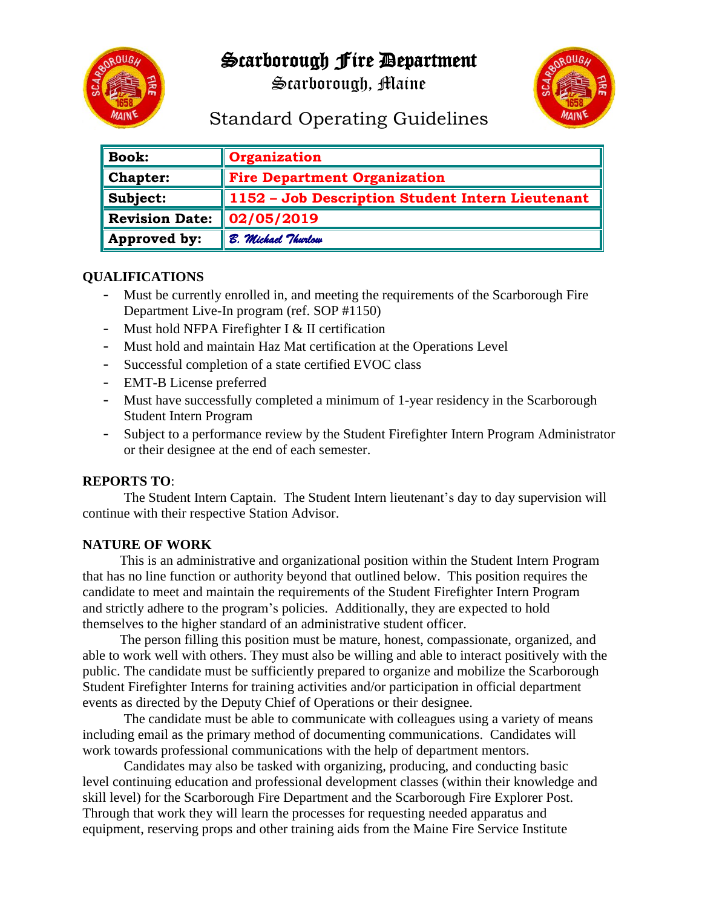# Scarborough Fire Department

Scarborough, Maine

## Standard Operating Guidelines

| **Book:** | **Organization** |
|---|---|
| **Chapter:** | **Fire Department Organization** |
| **Subject:** | **1152 – Job Description Student Intern Lieutenant** |
| **Revision Date:** | **02/05/2019** |
| **Approved by:** | *B. Michael Thurlow* |

**QUALIFICATIONS**

- Must be currently enrolled in, and meeting the requirements of the Scarborough Fire Department Live-In program (ref. SOP #1150)
- Must hold NFPA Firefighter I & II certification
- Must hold and maintain Haz Mat certification at the Operations Level
- Successful completion of a state certified EVOC class
- EMT-B License preferred
- Must have successfully completed a minimum of 1-year residency in the Scarborough Student Intern Program
- Subject to a performance review by the Student Firefighter Intern Program Administrator or their designee at the end of each semester.

**REPORTS TO**:

The Student Intern Captain. The Student Intern lieutenant's day to day supervision will continue with their respective Station Advisor.

**NATURE OF WORK**

This is an administrative and organizational position within the Student Intern Program that has no line function or authority beyond that outlined below. This position requires the candidate to meet and maintain the requirements of the Student Firefighter Intern Program and strictly adhere to the program's policies. Additionally, they are expected to hold themselves to the higher standard of an administrative student officer.

The person filling this position must be mature, honest, compassionate, organized, and able to work well with others. They must also be willing and able to interact positively with the public. The candidate must be sufficiently prepared to organize and mobilize the Scarborough Student Firefighter Interns for training activities and/or participation in official department events as directed by the Deputy Chief of Operations or their designee.

The candidate must be able to communicate with colleagues using a variety of means including email as the primary method of documenting communications. Candidates will work towards professional communications with the help of department mentors.

Candidates may also be tasked with organizing, producing, and conducting basic level continuing education and professional development classes (within their knowledge and skill level) for the Scarborough Fire Department and the Scarborough Fire Explorer Post. Through that work they will learn the processes for requesting needed apparatus and equipment, reserving props and other training aids from the Maine Fire Service Institute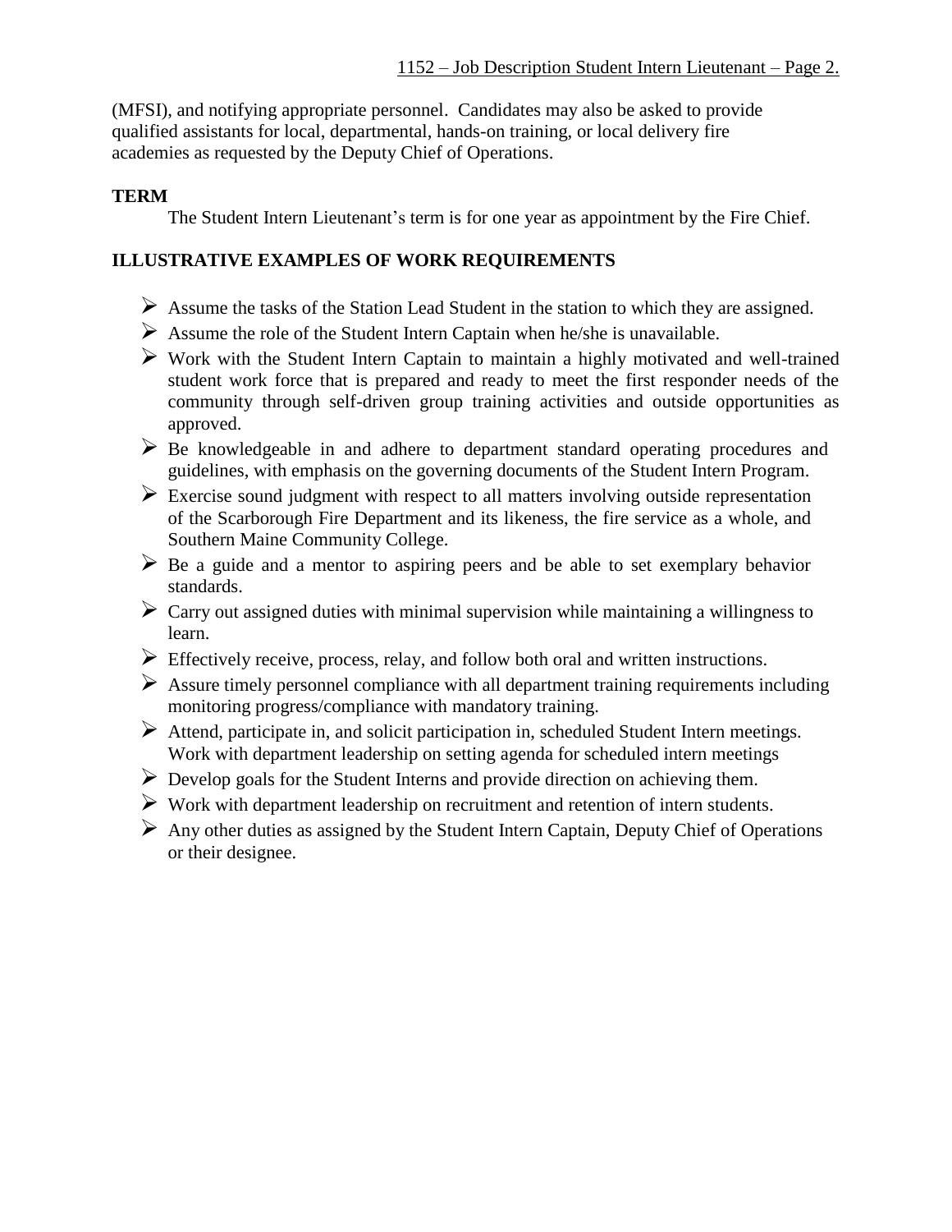(MFSI), and notifying appropriate personnel. Candidates may also be asked to provide qualified assistants for local, departmental, hands-on training, or local delivery fire academies as requested by the Deputy Chief of Operations.

**TERM**

The Student Intern Lieutenant's term is for one year as appointment by the Fire Chief.

**ILLUSTRATIVE EXAMPLES OF WORK REQUIREMENTS**

- Assume the tasks of the Station Lead Student in the station to which they are assigned.
- Assume the role of the Student Intern Captain when he/she is unavailable.
- Work with the Student Intern Captain to maintain a highly motivated and well-trained student work force that is prepared and ready to meet the first responder needs of the community through self-driven group training activities and outside opportunities as approved.
- Be knowledgeable in and adhere to department standard operating procedures and guidelines, with emphasis on the governing documents of the Student Intern Program.
- Exercise sound judgment with respect to all matters involving outside representation of the Scarborough Fire Department and its likeness, the fire service as a whole, and Southern Maine Community College.
- Be a guide and a mentor to aspiring peers and be able to set exemplary behavior standards.
- Carry out assigned duties with minimal supervision while maintaining a willingness to learn.
- Effectively receive, process, relay, and follow both oral and written instructions.
- Assure timely personnel compliance with all department training requirements including monitoring progress/compliance with mandatory training.
- Attend, participate in, and solicit participation in, scheduled Student Intern meetings. Work with department leadership on setting agenda for scheduled intern meetings
- Develop goals for the Student Interns and provide direction on achieving them.
- Work with department leadership on recruitment and retention of intern students.
- Any other duties as assigned by the Student Intern Captain, Deputy Chief of Operations or their designee.